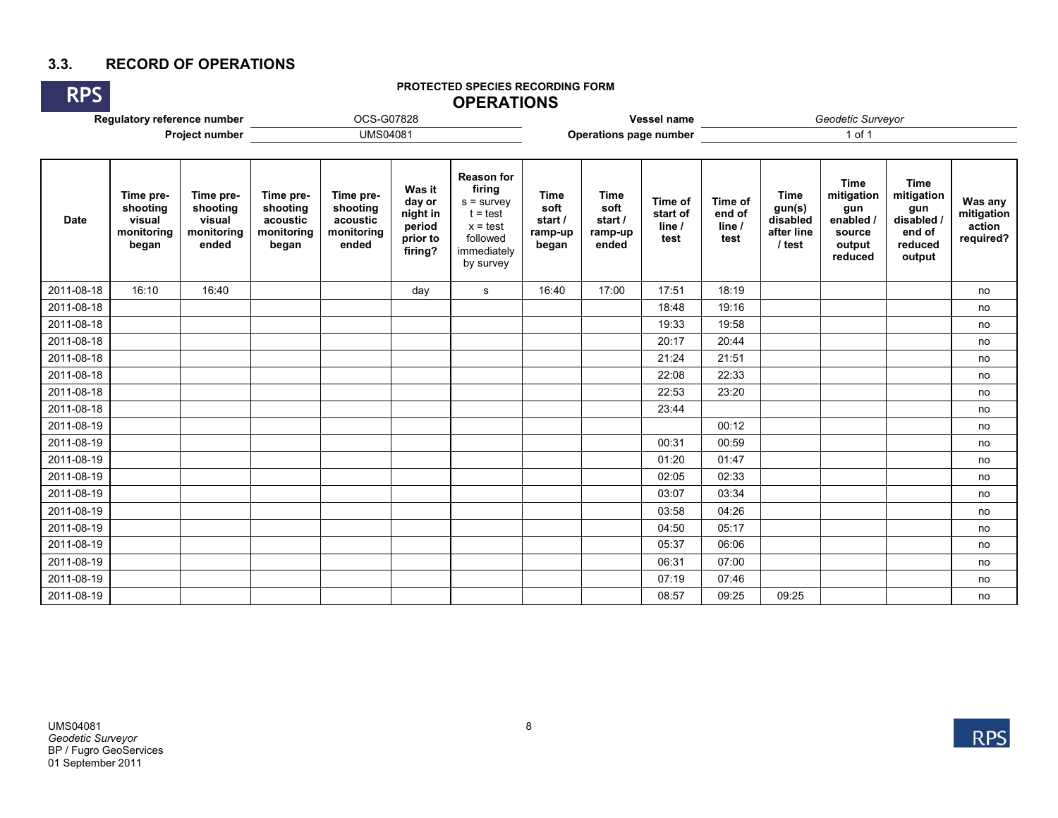## 3.3. RECORD OF OPERATIONS

RPS

**PROTECTED SPECIES RECORDING FORM**

**OPERATIONS**

| | | | |
|---|---|---|---|
| **Regulatory reference number** | OCS-G07828 | **Vessel name** | *Geodetic Surveyor* |
| **Project number** | UMS04081 | **Operations page number** | 1 of 1 |

| Date | Time pre-shooting visual monitoring began | Time pre-shooting visual monitoring ended | Time pre-shooting acoustic monitoring began | Time pre-shooting acoustic monitoring ended | Was it day or night in period prior to firing? | Reason for firing s = survey t = test x = test followed immediately by survey | Time soft start / ramp-up began | Time soft start / ramp-up ended | Time of start of line / test | Time of end of line / test | Time gun(s) disabled after line / test | Time mitigation gun enabled / source output reduced | Time mitigation gun disabled / end of reduced output | Was any mitigation action required? |
|---|---|---|---|---|---|---|---|---|---|---|---|---|---|---|
| 2011-08-18 | 16:10 | 16:40 | | | day | s | 16:40 | 17:00 | 17:51 | 18:19 | | | | no |
| 2011-08-18 | | | | | | | | | 18:48 | 19:16 | | | | no |
| 2011-08-18 | | | | | | | | | 19:33 | 19:58 | | | | no |
| 2011-08-18 | | | | | | | | | 20:17 | 20:44 | | | | no |
| 2011-08-18 | | | | | | | | | 21:24 | 21:51 | | | | no |
| 2011-08-18 | | | | | | | | | 22:08 | 22:33 | | | | no |
| 2011-08-18 | | | | | | | | | 22:53 | 23:20 | | | | no |
| 2011-08-18 | | | | | | | | | 23:44 | | | | | no |
| 2011-08-19 | | | | | | | | | | 00:12 | | | | no |
| 2011-08-19 | | | | | | | | | 00:31 | 00:59 | | | | no |
| 2011-08-19 | | | | | | | | | 01:20 | 01:47 | | | | no |
| 2011-08-19 | | | | | | | | | 02:05 | 02:33 | | | | no |
| 2011-08-19 | | | | | | | | | 03:07 | 03:34 | | | | no |
| 2011-08-19 | | | | | | | | | 03:58 | 04:26 | | | | no |
| 2011-08-19 | | | | | | | | | 04:50 | 05:17 | | | | no |
| 2011-08-19 | | | | | | | | | 05:37 | 06:06 | | | | no |
| 2011-08-19 | | | | | | | | | 06:31 | 07:00 | | | | no |
| 2011-08-19 | | | | | | | | | 07:19 | 07:46 | | | | no |
| 2011-08-19 | | | | | | | | | 08:57 | 09:25 | 09:25 | | | no |

UMS04081
*Geodetic Surveyor*
BP / Fugro GeoServices
01 September 2011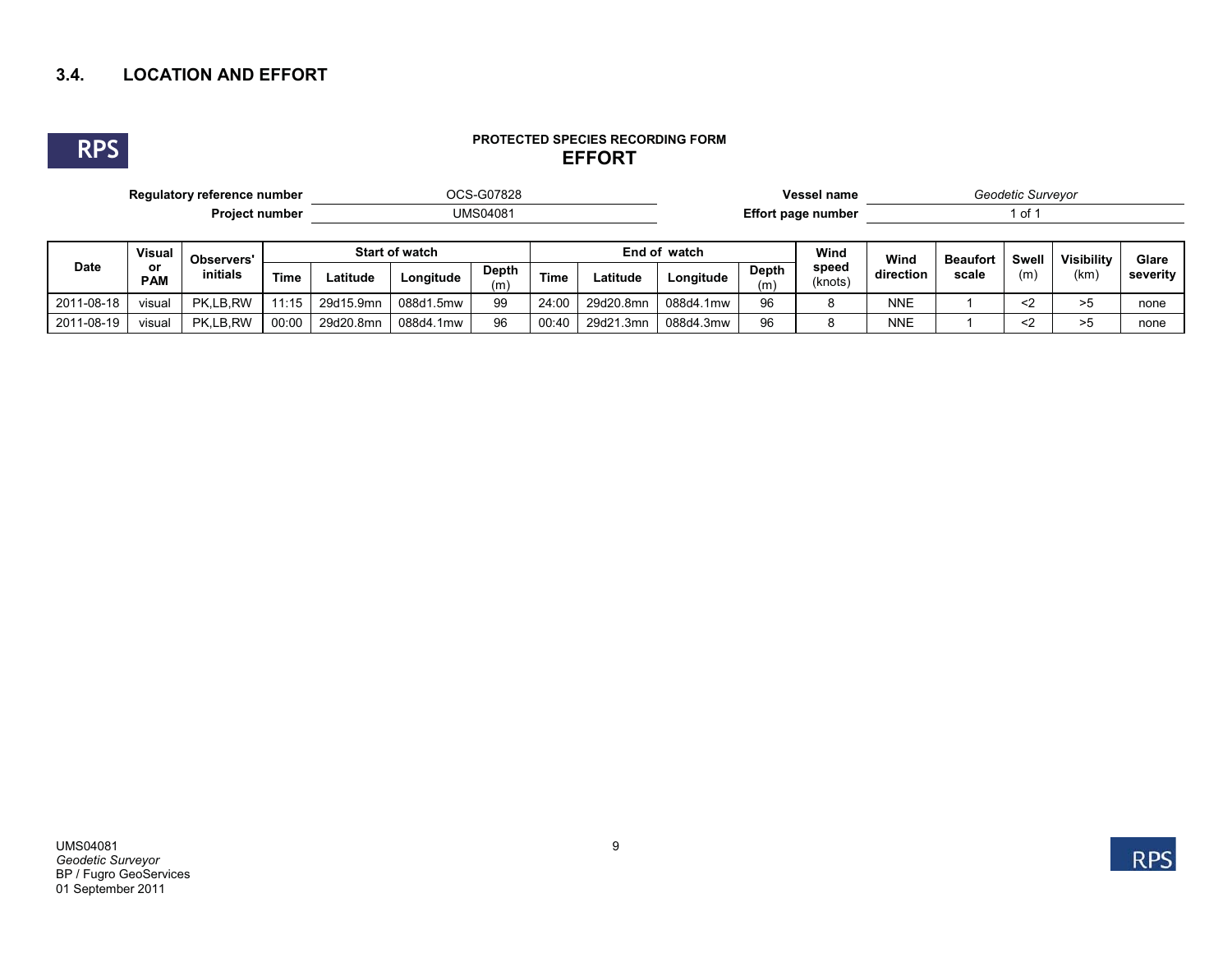### 3.4. LOCATION AND EFFORT

**PROTECTED SPECIES RECORDING FORM**

## EFFORT

**Regulatory reference number** OCS-G07828 **Vessel name** *Geodetic Surveyor*

**Project number** UMS04081 **Effort page number** 1 of 1

| Date | Visual or PAM | Observers' initials | Start of watch | | | | End of watch | | | | Wind speed (knots) | Wind direction | Beaufort scale | Swell (m) | Visibility (km) | Glare severity |
|---|---|---|---|---|---|---|---|---|---|---|---|---|---|---|---|---|
| | | | Time | Latitude | Longitude | Depth (m) | Time | Latitude | Longitude | Depth (m) | | | | | | |
| 2011-08-18 | visual | PK,LB,RW | 11:15 | 29d15.9mn | 088d1.5mw | 99 | 24:00 | 29d20.8mn | 088d4.1mw | 96 | 8 | NNE | 1 | <2 | >5 | none |
| 2011-08-19 | visual | PK,LB,RW | 00:00 | 29d20.8mn | 088d4.1mw | 96 | 00:40 | 29d21.3mn | 088d4.3mw | 96 | 8 | NNE | 1 | <2 | >5 | none |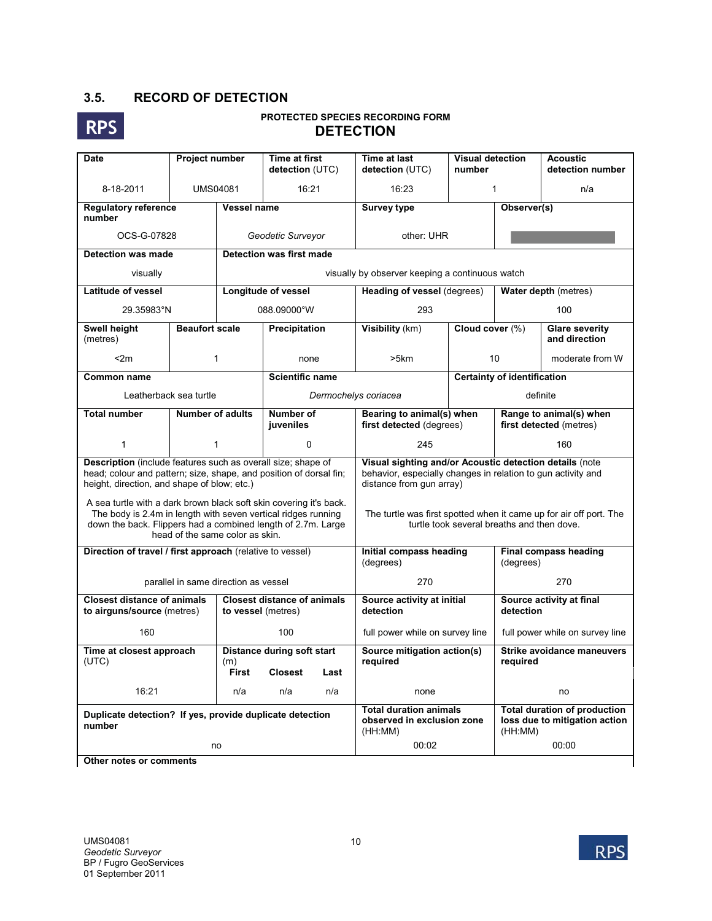## 3.5. RECORD OF DETECTION

RPS

**PROTECTED SPECIES RECORDING FORM**

**DETECTION**

| **Date** | **Project number** | **Time at first detection** (UTC) | **Time at last detection** (UTC) | **Visual detection number** | **Acoustic detection number** |
|---|---|---|---|---|---|
| 8-18-2011 | UMS04081 | 16:21 | 16:23 | 1 | n/a |

| **Regulatory reference number** | **Vessel name** | **Survey type** | **Observer(s)** |
|---|---|---|---|
| OCS-G-07828 | *Geodetic Surveyor* | other: UHR | |

| **Detection was made** | **Detection was first made** |
|---|---|
| visually | visually by observer keeping a continuous watch |

| **Latitude of vessel** | **Longitude of vessel** | **Heading of vessel** (degrees) | **Water depth** (metres) |
|---|---|---|---|
| 29.35983°N | 088.09000°W | 293 | 100 |

| **Swell height** (metres) | **Beaufort scale** | **Precipitation** | **Visibility** (km) | **Cloud cover** (%) | **Glare severity and direction** |
|---|---|---|---|---|---|
| <2m | 1 | none | >5km | 10 | moderate from W |

| **Common name** | **Scientific name** | **Certainty of identification** |
|---|---|---|
| Leatherback sea turtle | *Dermochelys coriacea* | definite |

| **Total number** | **Number of adults** | **Number of juveniles** | **Bearing to animal(s) when first detected** (degrees) | **Range to animal(s) when first detected** (metres) |
|---|---|---|---|---|
| 1 | 1 | 0 | 245 | 160 |

| **Description** (include features such as overall size; shape of head; colour and pattern; size, shape, and position of dorsal fin; height, direction, and shape of blow; etc.) | **Visual sighting and/or Acoustic detection details** (note behavior, especially changes in relation to gun activity and distance from gun array) |
|---|---|
| A sea turtle with a dark brown black soft skin covering it's back. The body is 2.4m in length with seven vertical ridges running down the back. Flippers had a combined length of 2.7m. Large head of the same color as skin. | The turtle was first spotted when it came up for air off port. The turtle took several breaths and then dove. |

| **Direction of travel / first approach** (relative to vessel) | **Initial compass heading** (degrees) | **Final compass heading** (degrees) |
|---|---|---|
| parallel in same direction as vessel | 270 | 270 |

| **Closest distance of animals to airguns/source** (metres) | **Closest distance of animals to vessel** (metres) | **Source activity at initial detection** | **Source activity at final detection** |
|---|---|---|---|
| 160 | 100 | full power while on survey line | full power while on survey line |

| **Time at closest approach** (UTC) | **Distance during soft start** (m) First | Closest | Last | **Source mitigation action(s) required** | **Strike avoidance maneuvers required** |
|---|---|---|---|---|---|
| 16:21 | n/a | n/a | n/a | none | no |

| **Duplicate detection? If yes, provide duplicate detection number** | **Total duration animals observed in exclusion zone** (HH:MM) | **Total duration of production loss due to mitigation action** (HH:MM) |
|---|---|---|
| no | 00:02 | 00:00 |

**Other notes or comments**